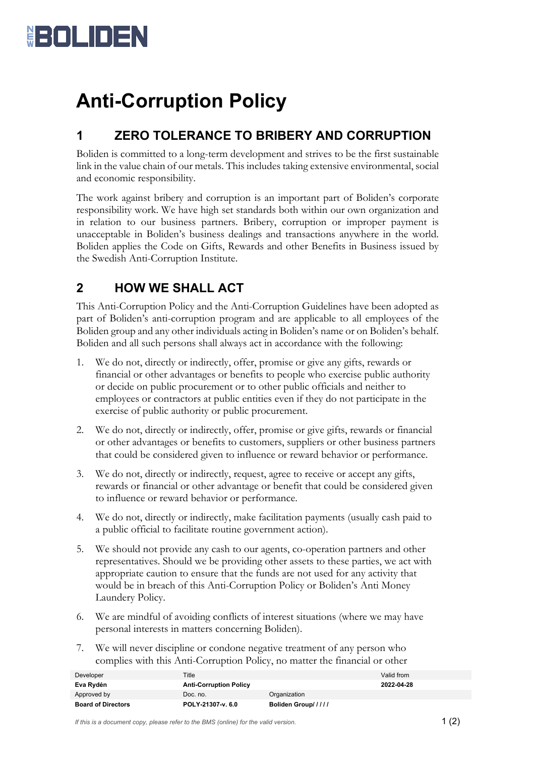# Anti-Corruption Policy

## 1 ZERO TOLERANCE TO BRIBERY AND CORRUPTION

Boliden is committed to a long-term development and strives to be the first sustainable link in the value chain of our metals. This includes taking extensive environmental, social and economic responsibility.

The work against bribery and corruption is an important part of Boliden's corporate responsibility work. We have high set standards both within our own organization and in relation to our business partners. Bribery, corruption or improper payment is unacceptable in Boliden's business dealings and transactions anywhere in the world. Boliden applies the Code on Gifts, Rewards and other Benefits in Business issued by the Swedish Anti-Corruption Institute.

## 2 HOW WE SHALL ACT

This Anti-Corruption Policy and the Anti-Corruption Guidelines have been adopted as part of Boliden's anti-corruption program and are applicable to all employees of the Boliden group and any other individuals acting in Boliden's name or on Boliden's behalf. Boliden and all such persons shall always act in accordance with the following:

1. We do not, directly or indirectly, offer, promise or give any gifts, rewards or financial or other advantages or benefits to people who exercise public authority or decide on public procurement or to other public officials and neither to employees or contractors at public entities even if they do not participate in the exercise of public authority or public procurement.
2. We do not, directly or indirectly, offer, promise or give gifts, rewards or financial or other advantages or benefits to customers, suppliers or other business partners that could be considered given to influence or reward behavior or performance.
3. We do not, directly or indirectly, request, agree to receive or accept any gifts, rewards or financial or other advantage or benefit that could be considered given to influence or reward behavior or performance.
4. We do not, directly or indirectly, make facilitation payments (usually cash paid to a public official to facilitate routine government action).
5. We should not provide any cash to our agents, co-operation partners and other representatives. Should we be providing other assets to these parties, we act with appropriate caution to ensure that the funds are not used for any activity that would be in breach of this Anti-Corruption Policy or Boliden's Anti Money Laundery Policy.
6. We are mindful of avoiding conflicts of interest situations (where we may have personal interests in matters concerning Boliden).
7. We will never discipline or condone negative treatment of any person who complies with this Anti-Corruption Policy, no matter the financial or other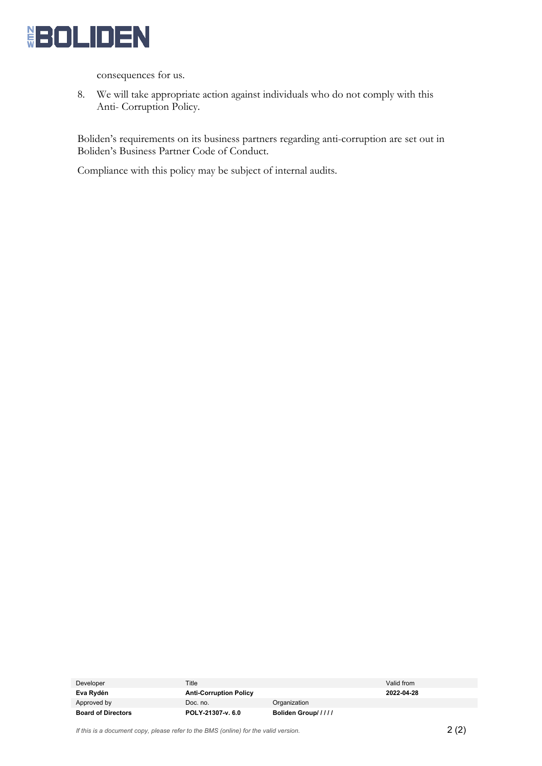consequences for us.

8. We will take appropriate action against individuals who do not comply with this Anti- Corruption Policy.

Boliden's requirements on its business partners regarding anti-corruption are set out in Boliden's Business Partner Code of Conduct.

Compliance with this policy may be subject of internal audits.